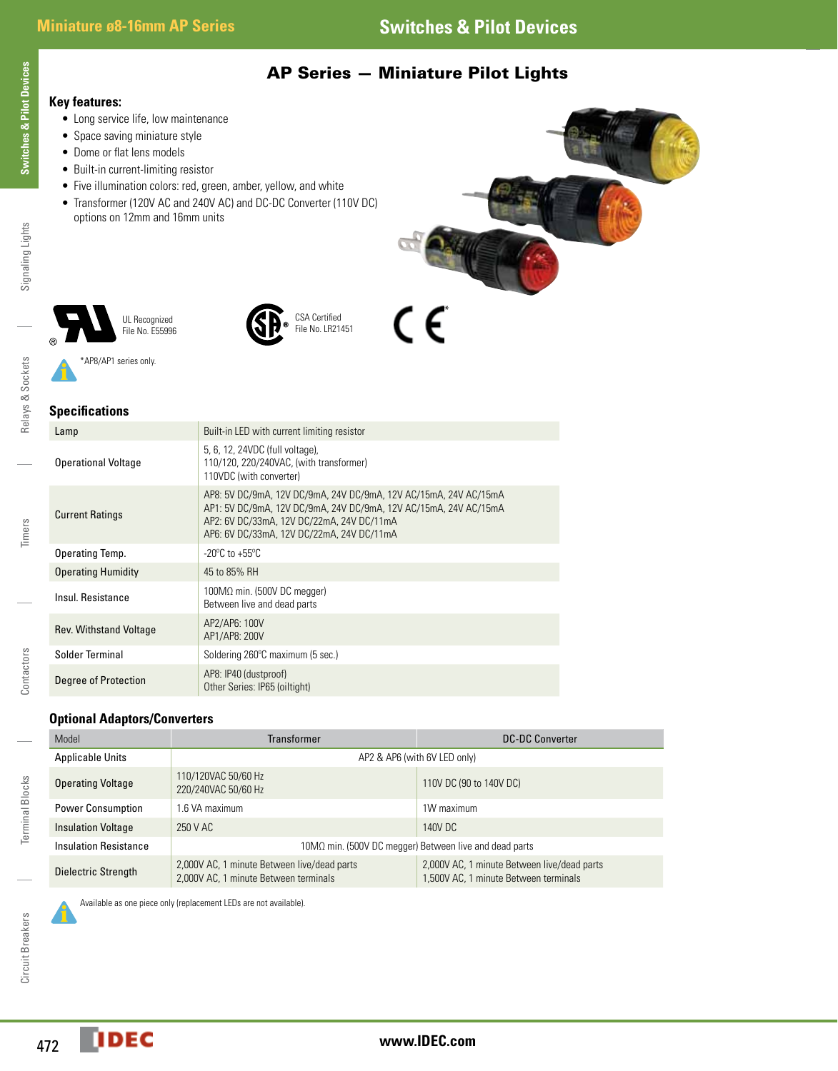# AP Series — Miniature Pilot Lights

## Key features:

- Long service life, low maintenance
- Space saving miniature style
- Dome or flat lens models
- Built-in current-limiting resistor
- Five illumination colors: red, green, amber, yellow, and white
- Transformer (120V AC and 240V AC) and DC-DC Converter (110V DC) options on 12mm and 16mm units

UL Recognized File No. E55996

CSA Certified File No. LR21451

CE*

*AP8/AP1 series only.

## Specifications

| | |
|---|---|
| Lamp | Built-in LED with current limiting resistor |
| Operational Voltage | 5, 6, 12, 24VDC (full voltage),<br>110/120, 220/240VAC, (with transformer)<br>110VDC (with converter) |
| Current Ratings | AP8: 5V DC/9mA, 12V DC/9mA, 24V DC/9mA, 12V AC/15mA, 24V AC/15mA<br>AP1: 5V DC/9mA, 12V DC/9mA, 24V DC/9mA, 12V AC/15mA, 24V AC/15mA<br>AP2: 6V DC/33mA, 12V DC/22mA, 24V DC/11mA<br>AP6: 6V DC/33mA, 12V DC/22mA, 24V DC/11mA |
| Operating Temp. | -20°C to +55°C |
| Operating Humidity | 45 to 85% RH |
| Insul. Resistance | 100MΩ min. (500V DC megger)<br>Between live and dead parts |
| Rev. Withstand Voltage | AP2/AP6: 100V<br>AP1/AP8: 200V |
| Solder Terminal | Soldering 260°C maximum (5 sec.) |
| Degree of Protection | AP8: IP40 (dustproof)<br>Other Series: IP65 (oiltight) |

## Optional Adaptors/Converters

| Model | Transformer | DC-DC Converter |
|---|---|---|
| Applicable Units | AP2 & AP6 (with 6V LED only) | |
| Operating Voltage | 110/120VAC 50/60 Hz<br>220/240VAC 50/60 Hz | 110V DC (90 to 140V DC) |
| Power Consumption | 1.6 VA maximum | 1W maximum |
| Insulation Voltage | 250 V AC | 140V DC |
| Insulation Resistance | 10MΩ min. (500V DC megger) Between live and dead parts | |
| Dielectric Strength | 2,000V AC, 1 minute Between live/dead parts<br>2,000V AC, 1 minute Between terminals | 2,000V AC, 1 minute Between live/dead parts<br>1,500V AC, 1 minute Between terminals |

Available as one piece only (replacement LEDs are not available).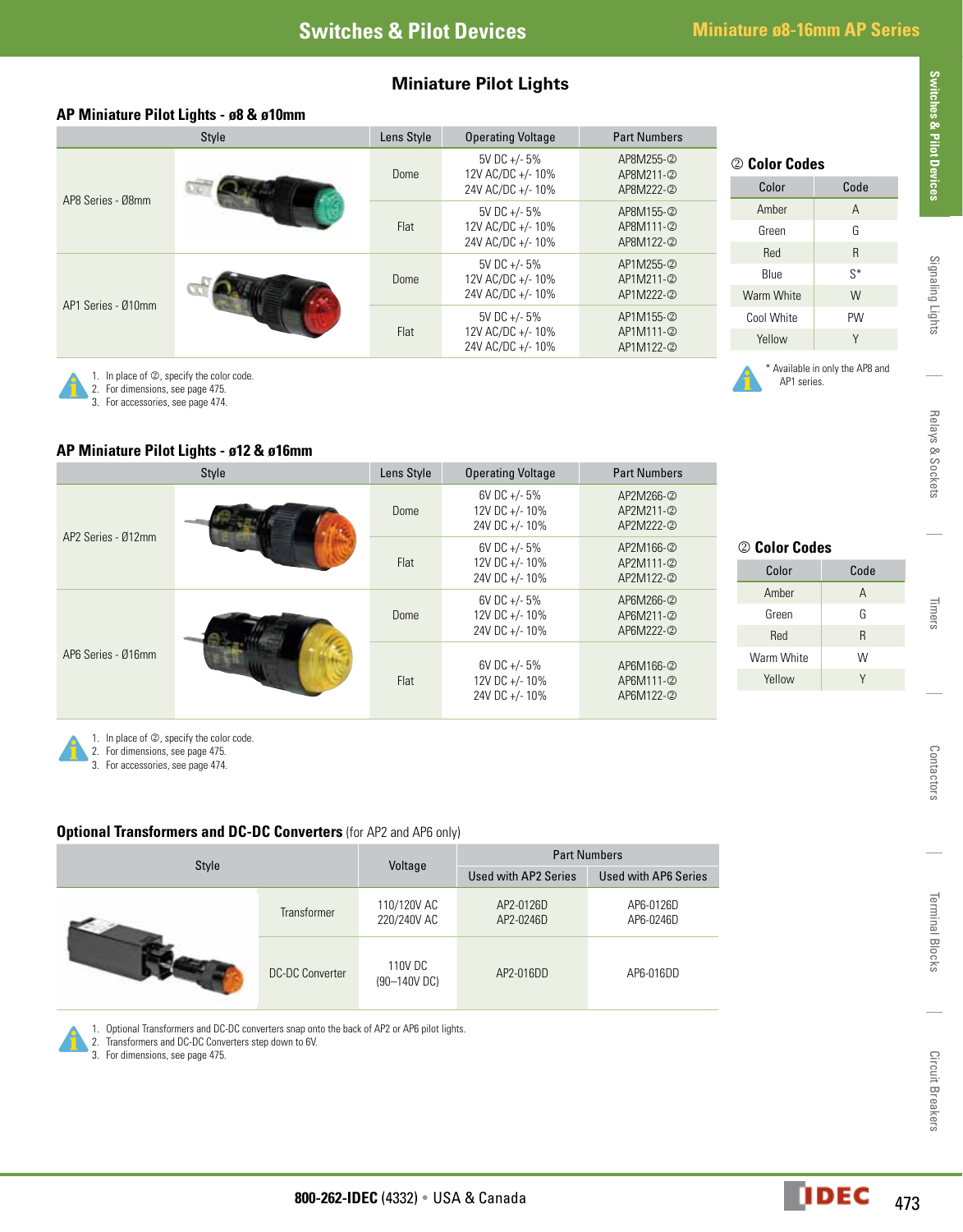# Miniature Pilot Lights

## AP Miniature Pilot Lights - ø8 & ø10mm

| Style | Lens Style | Operating Voltage | Part Numbers |
|---|---|---|---|
| AP8 Series - Ø8mm | Dome | 5V DC +/- 5%<br>12V AC/DC +/- 10%<br>24V AC/DC +/- 10% | AP8M255-②<br>AP8M211-②<br>AP8M222-② |
| | Flat | 5V DC +/- 5%<br>12V AC/DC +/- 10%<br>24V AC/DC +/- 10% | AP8M155-②<br>AP8M111-②<br>AP8M122-② |
| AP1 Series - Ø10mm | Dome | 5V DC +/- 5%<br>12V AC/DC +/- 10%<br>24V AC/DC +/- 10% | AP1M255-②<br>AP1M211-②<br>AP1M222-② |
| | Flat | 5V DC +/- 5%<br>12V AC/DC +/- 10%<br>24V AC/DC +/- 10% | AP1M155-②<br>AP1M111-②<br>AP1M122-② |

1. In place of ②, specify the color code.
2. For dimensions, see page 475.
3. For accessories, see page 474.

### ② Color Codes

| Color | Code |
|---|---|
| Amber | A |
| Green | G |
| Red | R |
| Blue | S* |
| Warm White | W |
| Cool White | PW |
| Yellow | Y |

\* Available in only the AP8 and AP1 series.

## AP Miniature Pilot Lights - ø12 & ø16mm

| Style | Lens Style | Operating Voltage | Part Numbers |
|---|---|---|---|
| AP2 Series - Ø12mm | Dome | 6V DC +/- 5%<br>12V DC +/- 10%<br>24V DC +/- 10% | AP2M266-②<br>AP2M211-②<br>AP2M222-② |
| | Flat | 6V DC +/- 5%<br>12V DC +/- 10%<br>24V DC +/- 10% | AP2M166-②<br>AP2M111-②<br>AP2M122-② |
| AP6 Series - Ø16mm | Dome | 6V DC +/- 5%<br>12V DC +/- 10%<br>24V DC +/- 10% | AP6M266-②<br>AP6M211-②<br>AP6M222-② |
| | Flat | 6V DC +/- 5%<br>12V DC +/- 10%<br>24V DC +/- 10% | AP6M166-②<br>AP6M111-②<br>AP6M122-② |

1. In place of ②, specify the color code.
2. For dimensions, see page 475.
3. For accessories, see page 474.

### ② Color Codes

| Color | Code |
|---|---|
| Amber | A |
| Green | G |
| Red | R |
| Warm White | W |
| Yellow | Y |

## Optional Transformers and DC-DC Converters (for AP2 and AP6 only)

| Style | | Voltage | Part Numbers | |
|---|---|---|---|---|
| | | | Used with AP2 Series | Used with AP6 Series |
| | Transformer | 110/120V AC<br>220/240V AC | AP2-0126D<br>AP2-0246D | AP6-0126D<br>AP6-0246D |
| | DC-DC Converter | 110V DC<br>(90–140V DC) | AP2-016DD | AP6-016DD |

1. Optional Transformers and DC-DC converters snap onto the back of AP2 or AP6 pilot lights.
2. Transformers and DC-DC Converters step down to 6V.
3. For dimensions, see page 475.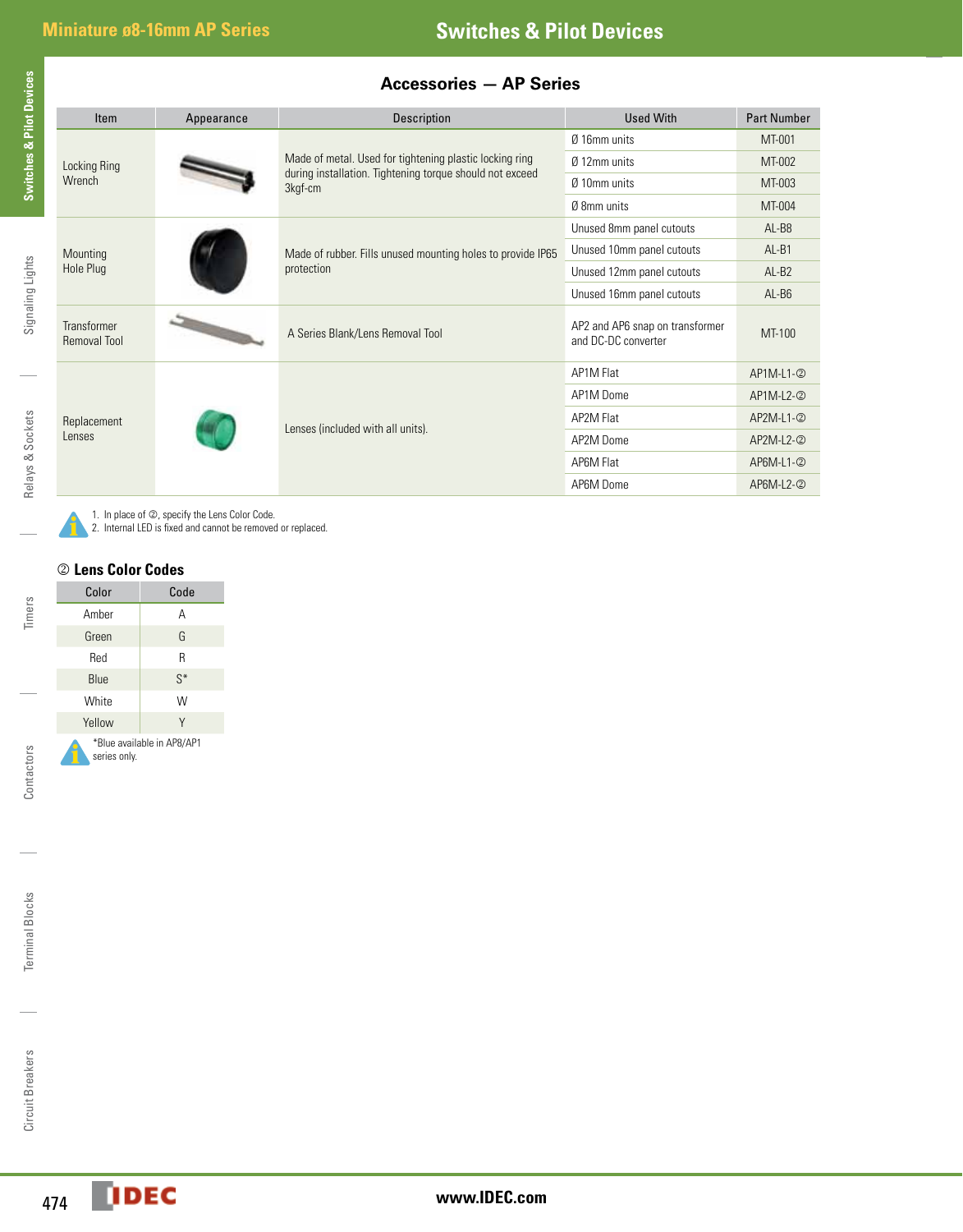## Accessories — AP Series

| Item | Appearance | Description | Used With | Part Number |
|---|---|---|---|---|
| Locking Ring Wrench | | Made of metal. Used for tightening plastic locking ring during installation. Tightening torque should not exceed 3kgf-cm | Ø 16mm units | MT-001 |
| | | | Ø 12mm units | MT-002 |
| | | | Ø 10mm units | MT-003 |
| | | | Ø 8mm units | MT-004 |
| Mounting Hole Plug | | Made of rubber. Fills unused mounting holes to provide IP65 protection | Unused 8mm panel cutouts | AL-B8 |
| | | | Unused 10mm panel cutouts | AL-B1 |
| | | | Unused 12mm panel cutouts | AL-B2 |
| | | | Unused 16mm panel cutouts | AL-B6 |
| Transformer Removal Tool | | A Series Blank/Lens Removal Tool | AP2 and AP6 snap on transformer and DC-DC converter | MT-100 |
| Replacement Lenses | | Lenses (included with all units). | AP1M Flat | AP1M-L1-② |
| | | | AP1M Dome | AP1M-L2-② |
| | | | AP2M Flat | AP2M-L1-② |
| | | | AP2M Dome | AP2M-L2-② |
| | | | AP6M Flat | AP6M-L1-② |
| | | | AP6M Dome | AP6M-L2-② |

1. In place of ②, specify the Lens Color Code.
2. Internal LED is fixed and cannot be removed or replaced.

### ② Lens Color Codes

| Color | Code |
|---|---|
| Amber | A |
| Green | G |
| Red | R |
| Blue | S* |
| White | W |
| Yellow | Y |

*Blue available in AP8/AP1 series only.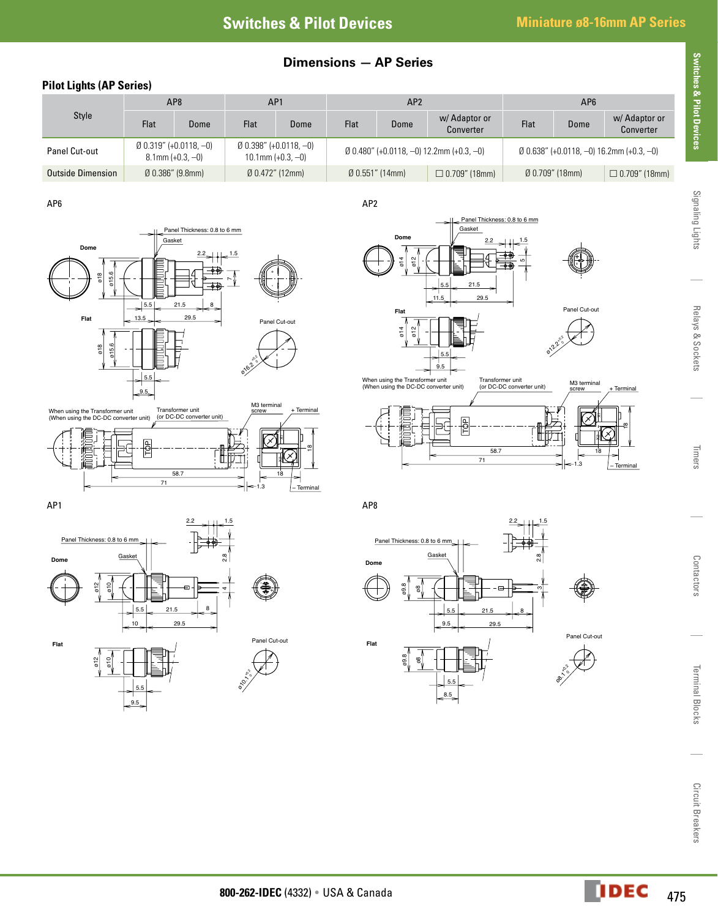## Dimensions — AP Series

### Pilot Lights (AP Series)

| Style | AP8 | | AP1 | | AP2 | | | AP6 | | |
|---|---|---|---|---|---|---|---|---|---|---|
| | Flat | Dome | Flat | Dome | Flat | Dome | w/ Adaptor or Converter | Flat | Dome | w/ Adaptor or Converter |
| Panel Cut-out | Ø 0.319" (+0.0118, –0) 8.1mm (+0.3, –0) | | Ø 0.398" (+0.0118, –0) 10.1mm (+0.3, –0) | | Ø 0.480" (+0.0118, –0) 12.2mm (+0.3, –0) | | | Ø 0.638" (+0.0118, –0) 16.2mm (+0.3, –0) | | |
| Outside Dimension | Ø 0.386" (9.8mm) | | Ø 0.472" (12mm) | | Ø 0.551" (14mm) | | □ 0.709" (18mm) | Ø 0.709" (18mm) | | □ 0.709" (18mm) |

AP6

Panel Thickness: 0.8 to 6 mm
Gasket
Dome
ø18
ø15.6
2.2
1.5
7
5.5
21.5
8
13.5
29.5
Flat
ø18
ø15.6
5.5
9.5
Panel Cut-out
ø16.2 +0.2 0

When using the Transformer unit
(When using the DC-DC converter unit)
Transformer unit
(or DC-DC converter unit)
M3 terminal screw
+ Terminal
TOP
58.7
71
1.3
18
18
– Terminal

AP2

Panel Thickness: 0.8 to 6 mm
Gasket
Dome
ø14
ø12
2.2
1.5
5
5.5
21.5
11.5
29.5
Flat
ø14
ø12
5.5
9.5
Panel Cut-out
ø12.2 +0.2 0

When using the Transformer unit
(When using the DC-DC converter unit)
Transformer unit
(or DC-DC converter unit)
M3 terminal screw
+ Terminal
TOP
58.7
71
1.3
18
18
– Terminal

AP1

2.2
1.5
Panel Thickness: 0.8 to 6 mm
2.8
Gasket
Dome
ø12
ø10
4
5.5
21.5
8
10
29.5
Flat
ø12
ø10
5.5
9.5
Panel Cut-out
ø10.1 +0.2 0

AP8

2.2
1.5
Panel Thickness: 0.8 to 6 mm
2.8
Gasket
Dome
ø9.8
ø8
3
5.5
21.5
8
9.5
29.5
Flat
ø9.8
ø8
5.5
8.5
Panel Cut-out
ø8.1 +0.2 0